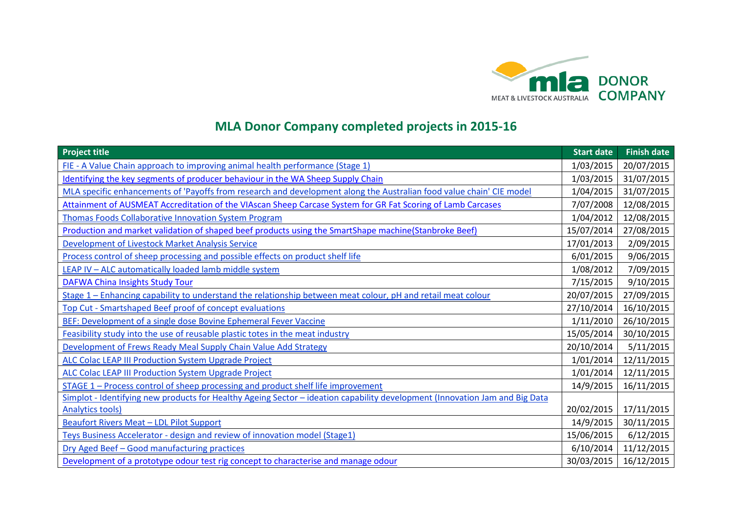## MLA Donor Company completed projects in 2015-16

| Project title | Start date | Finish date |
|---|---|---|
| FIE - A Value Chain approach to improving animal health performance (Stage 1) | 1/03/2015 | 20/07/2015 |
| Identifying the key segments of producer behaviour in the WA Sheep Supply Chain | 1/03/2015 | 31/07/2015 |
| MLA specific enhancements of 'Payoffs from research and development along the Australian food value chain' CIE model | 1/04/2015 | 31/07/2015 |
| Attainment of AUSMEAT Accreditation of the VIAscan Sheep Carcase System for GR Fat Scoring of Lamb Carcases | 7/07/2008 | 12/08/2015 |
| Thomas Foods Collaborative Innovation System Program | 1/04/2012 | 12/08/2015 |
| Production and market validation of shaped beef products using the SmartShape machine(Stanbroke Beef) | 15/07/2014 | 27/08/2015 |
| Development of Livestock Market Analysis Service | 17/01/2013 | 2/09/2015 |
| Process control of sheep processing and possible effects on product shelf life | 6/01/2015 | 9/06/2015 |
| LEAP IV – ALC automatically loaded lamb middle system | 1/08/2012 | 7/09/2015 |
| DAFWA China Insights Study Tour | 7/15/2015 | 9/10/2015 |
| Stage 1 – Enhancing capability to understand the relationship between meat colour, pH and retail meat colour | 20/07/2015 | 27/09/2015 |
| Top Cut - Smartshaped Beef proof of concept evaluations | 27/10/2014 | 16/10/2015 |
| BEF: Development of a single dose Bovine Ephemeral Fever Vaccine | 1/11/2010 | 26/10/2015 |
| Feasibility study into the use of reusable plastic totes in the meat industry | 15/05/2014 | 30/10/2015 |
| Development of Frews Ready Meal Supply Chain Value Add Strategy | 20/10/2014 | 5/11/2015 |
| ALC Colac LEAP III Production System Upgrade Project | 1/01/2014 | 12/11/2015 |
| ALC Colac LEAP III Production System Upgrade Project | 1/01/2014 | 12/11/2015 |
| STAGE 1 – Process control of sheep processing and product shelf life improvement | 14/9/2015 | 16/11/2015 |
| Simplot - Identifying new products for Healthy Ageing Sector – ideation capability development (Innovation Jam and Big Data Analytics tools) | 20/02/2015 | 17/11/2015 |
| Beaufort Rivers Meat – LDL Pilot Support | 14/9/2015 | 30/11/2015 |
| Teys Business Accelerator - design and review of innovation model (Stage1) | 15/06/2015 | 6/12/2015 |
| Dry Aged Beef – Good manufacturing practices | 6/10/2014 | 11/12/2015 |
| Development of a prototype odour test rig concept to characterise and manage odour | 30/03/2015 | 16/12/2015 |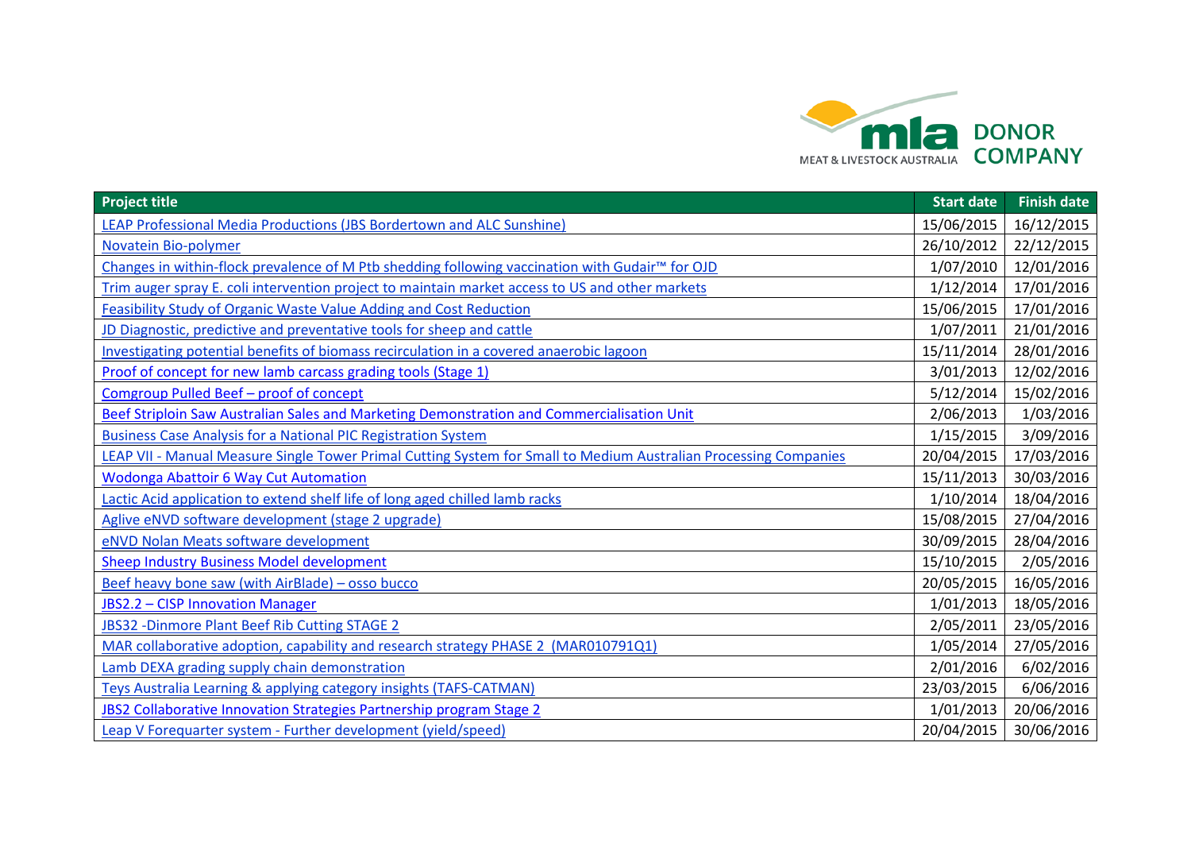| Project title | Start date | Finish date |
|---|---|---|
| LEAP Professional Media Productions (JBS Bordertown and ALC Sunshine) | 15/06/2015 | 16/12/2015 |
| Novatein Bio-polymer | 26/10/2012 | 22/12/2015 |
| Changes in within-flock prevalence of M Ptb shedding following vaccination with Gudair™ for OJD | 1/07/2010 | 12/01/2016 |
| Trim auger spray E. coli intervention project to maintain market access to US and other markets | 1/12/2014 | 17/01/2016 |
| Feasibility Study of Organic Waste Value Adding and Cost Reduction | 15/06/2015 | 17/01/2016 |
| JD Diagnostic, predictive and preventative tools for sheep and cattle | 1/07/2011 | 21/01/2016 |
| Investigating potential benefits of biomass recirculation in a covered anaerobic lagoon | 15/11/2014 | 28/01/2016 |
| Proof of concept for new lamb carcass grading tools (Stage 1) | 3/01/2013 | 12/02/2016 |
| Comgroup Pulled Beef – proof of concept | 5/12/2014 | 15/02/2016 |
| Beef Striploin Saw Australian Sales and Marketing Demonstration and Commercialisation Unit | 2/06/2013 | 1/03/2016 |
| Business Case Analysis for a National PIC Registration System | 1/15/2015 | 3/09/2016 |
| LEAP VII - Manual Measure Single Tower Primal Cutting System for Small to Medium Australian Processing Companies | 20/04/2015 | 17/03/2016 |
| Wodonga Abattoir 6 Way Cut Automation | 15/11/2013 | 30/03/2016 |
| Lactic Acid application to extend shelf life of long aged chilled lamb racks | 1/10/2014 | 18/04/2016 |
| Aglive eNVD software development (stage 2 upgrade) | 15/08/2015 | 27/04/2016 |
| eNVD Nolan Meats software development | 30/09/2015 | 28/04/2016 |
| Sheep Industry Business Model development | 15/10/2015 | 2/05/2016 |
| Beef heavy bone saw (with AirBlade) – osso bucco | 20/05/2015 | 16/05/2016 |
| JBS2.2 – CISP Innovation Manager | 1/01/2013 | 18/05/2016 |
| JBS32 -Dinmore Plant Beef Rib Cutting STAGE 2 | 2/05/2011 | 23/05/2016 |
| MAR collaborative adoption, capability and research strategy PHASE 2 (MAR010791Q1) | 1/05/2014 | 27/05/2016 |
| Lamb DEXA grading supply chain demonstration | 2/01/2016 | 6/02/2016 |
| Teys Australia Learning & applying category insights (TAFS-CATMAN) | 23/03/2015 | 6/06/2016 |
| JBS2 Collaborative Innovation Strategies Partnership program Stage 2 | 1/01/2013 | 20/06/2016 |
| Leap V Forequarter system - Further development (yield/speed) | 20/04/2015 | 30/06/2016 |